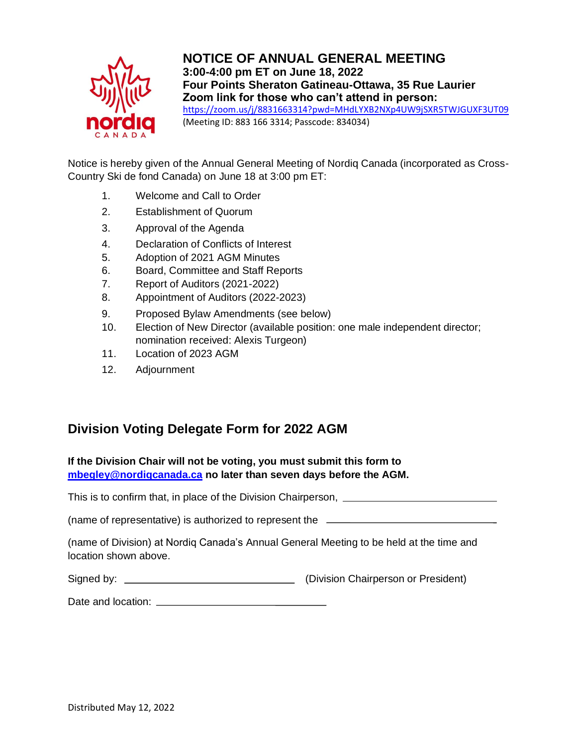# NOTICE OF ANNUAL GENERAL MEETING

**3:00-4:00 pm ET on June 18, 2022**
**Four Points Sheraton Gatineau-Ottawa, 35 Rue Laurier**
**Zoom link for those who can't attend in person:**
https://zoom.us/j/8831663314?pwd=MHdLYXB2NXp4UW9jSXR5TWJGUXF3UT09
(Meeting ID: 883 166 3314; Passcode: 834034)

Notice is hereby given of the Annual General Meeting of Nordiq Canada (incorporated as Cross-Country Ski de fond Canada) on June 18 at 3:00 pm ET:

1. Welcome and Call to Order
2. Establishment of Quorum
3. Approval of the Agenda
4. Declaration of Conflicts of Interest
5. Adoption of 2021 AGM Minutes
6. Board, Committee and Staff Reports
7. Report of Auditors (2021-2022)
8. Appointment of Auditors (2022-2023)
9. Proposed Bylaw Amendments (see below)
10. Election of New Director (available position: one male independent director; nomination received: Alexis Turgeon)
11. Location of 2023 AGM
12. Adjournment

## Division Voting Delegate Form for 2022 AGM

**If the Division Chair will not be voting, you must submit this form to mbegley@nordiqcanada.ca no later than seven days before the AGM.**

This is to confirm that, in place of the Division Chairperson, ____________________________

(name of representative) is authorized to represent the ____________________________

(name of Division) at Nordiq Canada's Annual General Meeting to be held at the time and location shown above.

Signed by: ____________________________ (Division Chairperson or President)

Date and location: ____________________________

Distributed May 12, 2022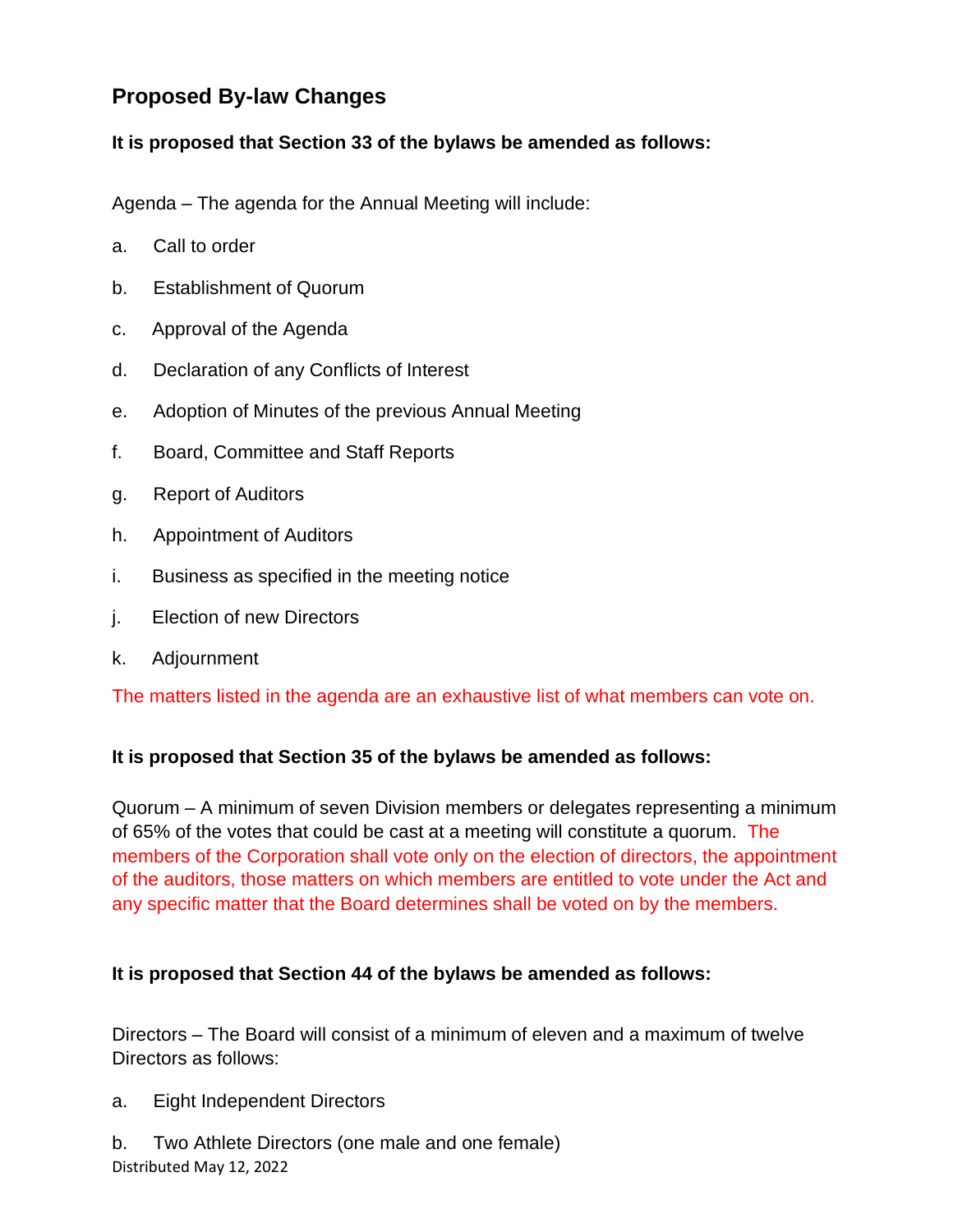## Proposed By-law Changes

**It is proposed that Section 33 of the bylaws be amended as follows:**

Agenda – The agenda for the Annual Meeting will include:

a. Call to order

b. Establishment of Quorum

c. Approval of the Agenda

d. Declaration of any Conflicts of Interest

e. Adoption of Minutes of the previous Annual Meeting

f. Board, Committee and Staff Reports

g. Report of Auditors

h. Appointment of Auditors

i. Business as specified in the meeting notice

j. Election of new Directors

k. Adjournment

The matters listed in the agenda are an exhaustive list of what members can vote on.

**It is proposed that Section 35 of the bylaws be amended as follows:**

Quorum – A minimum of seven Division members or delegates representing a minimum of 65% of the votes that could be cast at a meeting will constitute a quorum. The members of the Corporation shall vote only on the election of directors, the appointment of the auditors, those matters on which members are entitled to vote under the Act and any specific matter that the Board determines shall be voted on by the members.

**It is proposed that Section 44 of the bylaws be amended as follows:**

Directors – The Board will consist of a minimum of eleven and a maximum of twelve Directors as follows:

a. Eight Independent Directors

b. Two Athlete Directors (one male and one female)

Distributed May 12, 2022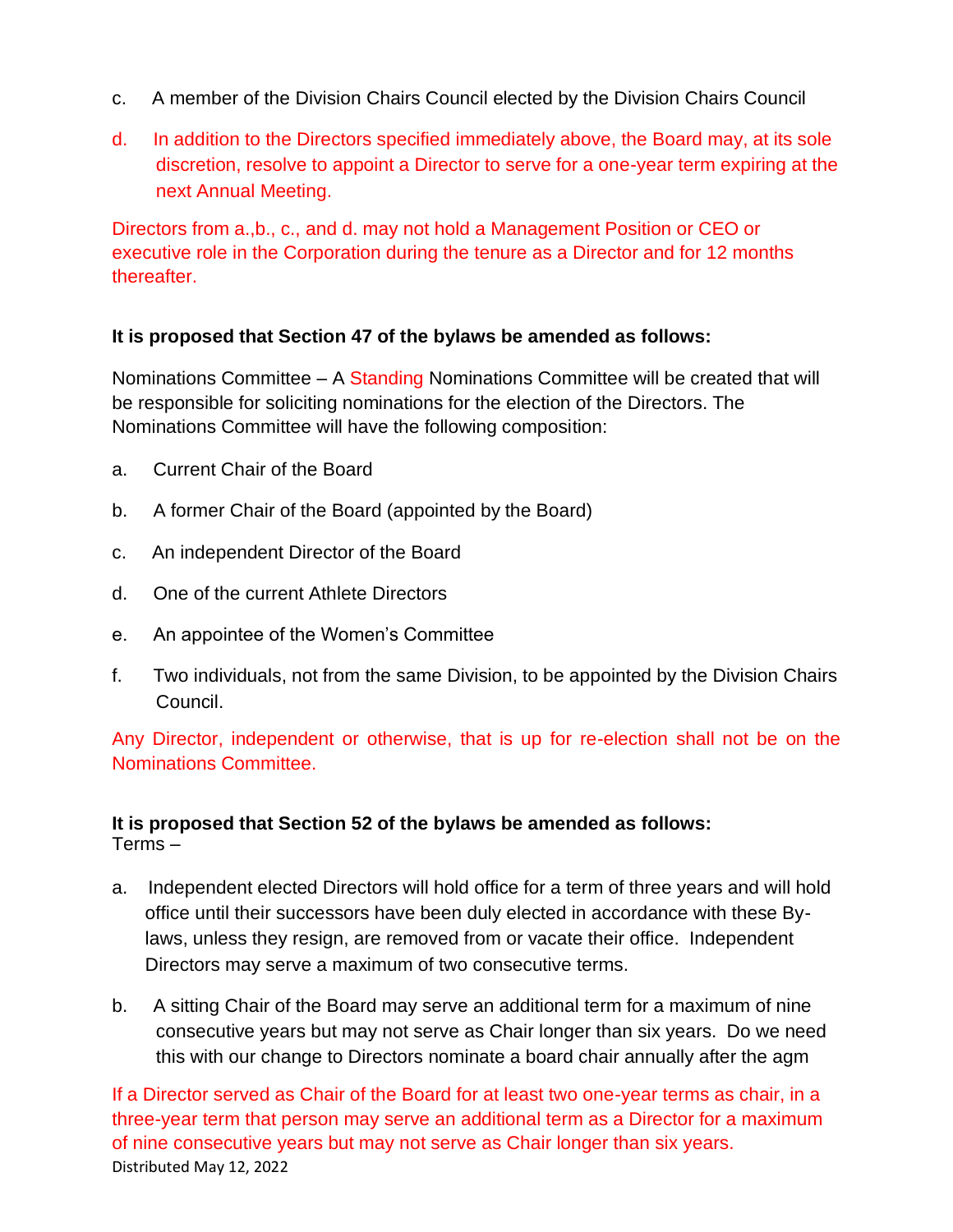c. A member of the Division Chairs Council elected by the Division Chairs Council

d. In addition to the Directors specified immediately above, the Board may, at its sole discretion, resolve to appoint a Director to serve for a one-year term expiring at the next Annual Meeting.

Directors from a.,b., c., and d. may not hold a Management Position or CEO or executive role in the Corporation during the tenure as a Director and for 12 months thereafter.

**It is proposed that Section 47 of the bylaws be amended as follows:**

Nominations Committee – A Standing Nominations Committee will be created that will be responsible for soliciting nominations for the election of the Directors. The Nominations Committee will have the following composition:

a. Current Chair of the Board

b. A former Chair of the Board (appointed by the Board)

c. An independent Director of the Board

d. One of the current Athlete Directors

e. An appointee of the Women's Committee

f. Two individuals, not from the same Division, to be appointed by the Division Chairs Council.

Any Director, independent or otherwise, that is up for re-election shall not be on the Nominations Committee.

**It is proposed that Section 52 of the bylaws be amended as follows:**
Terms –

a. Independent elected Directors will hold office for a term of three years and will hold office until their successors have been duly elected in accordance with these By-laws, unless they resign, are removed from or vacate their office. Independent Directors may serve a maximum of two consecutive terms.

b. A sitting Chair of the Board may serve an additional term for a maximum of nine consecutive years but may not serve as Chair longer than six years. Do we need this with our change to Directors nominate a board chair annually after the agm

If a Director served as Chair of the Board for at least two one-year terms as chair, in a three-year term that person may serve an additional term as a Director for a maximum of nine consecutive years but may not serve as Chair longer than six years.

Distributed May 12, 2022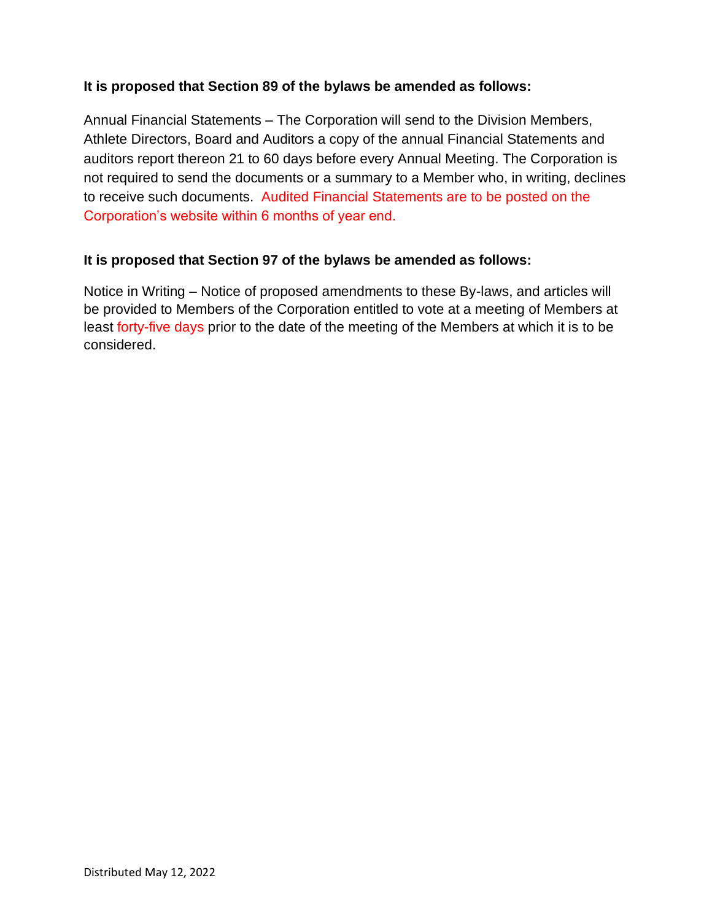**It is proposed that Section 89 of the bylaws be amended as follows:**

Annual Financial Statements – The Corporation will send to the Division Members, Athlete Directors, Board and Auditors a copy of the annual Financial Statements and auditors report thereon 21 to 60 days before every Annual Meeting. The Corporation is not required to send the documents or a summary to a Member who, in writing, declines to receive such documents. Audited Financial Statements are to be posted on the Corporation's website within 6 months of year end.

**It is proposed that Section 97 of the bylaws be amended as follows:**

Notice in Writing – Notice of proposed amendments to these By-laws, and articles will be provided to Members of the Corporation entitled to vote at a meeting of Members at least forty-five days prior to the date of the meeting of the Members at which it is to be considered.

Distributed May 12, 2022